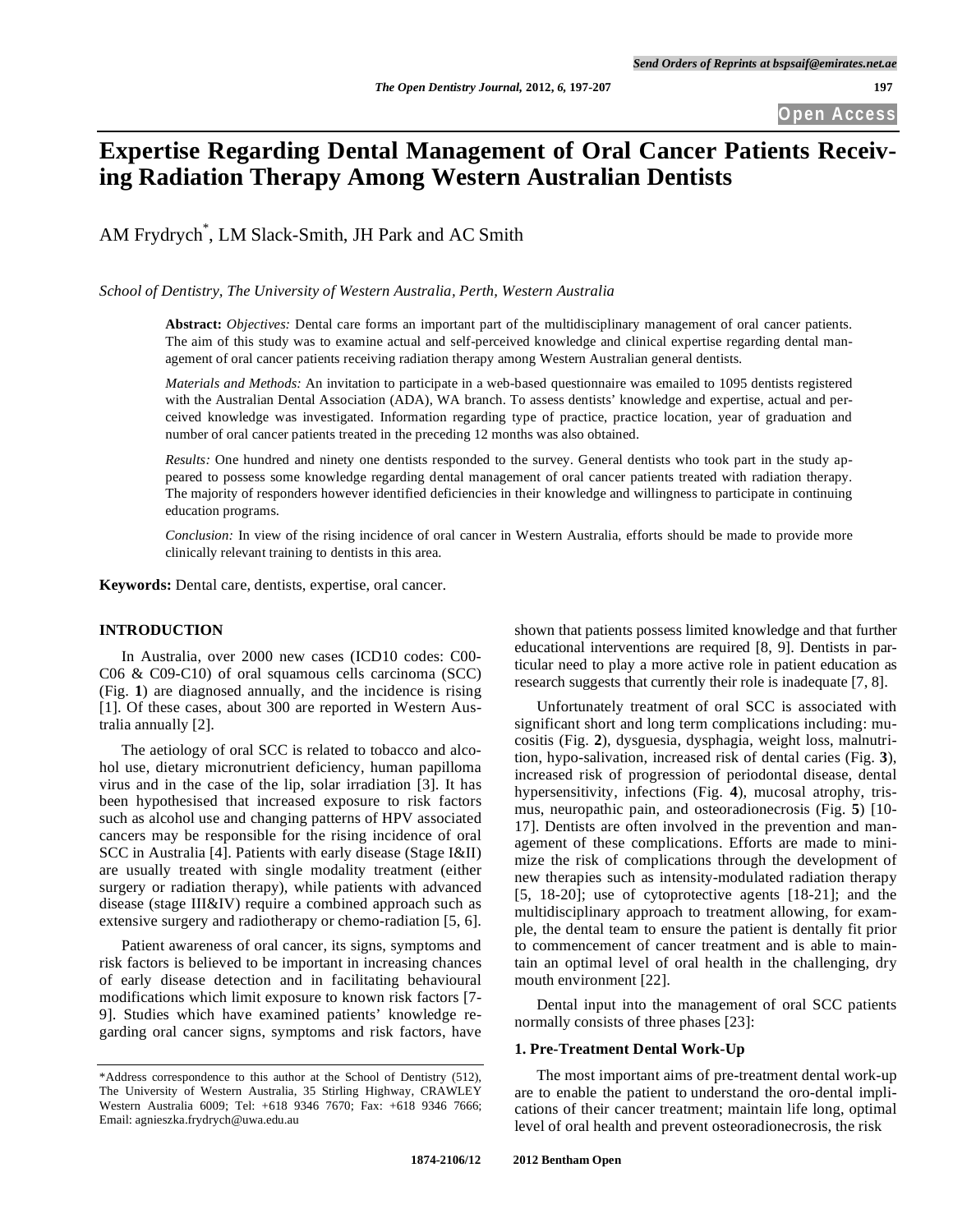# Expertise Regarding Dental Management of Oral Cancer Patients Receiving Radiation Therapy Among Western Australian Dentists

AM Frydrych*, LM Slack-Smith, JH Park and AC Smith

*School of Dentistry, The University of Western Australia, Perth, Western Australia*

**Abstract:** *Objectives:* Dental care forms an important part of the multidisciplinary management of oral cancer patients. The aim of this study was to examine actual and self-perceived knowledge and clinical expertise regarding dental management of oral cancer patients receiving radiation therapy among Western Australian general dentists.

*Materials and Methods:* An invitation to participate in a web-based questionnaire was emailed to 1095 dentists registered with the Australian Dental Association (ADA), WA branch. To assess dentists' knowledge and expertise, actual and perceived knowledge was investigated. Information regarding type of practice, practice location, year of graduation and number of oral cancer patients treated in the preceding 12 months was also obtained.

*Results:* One hundred and ninety one dentists responded to the survey. General dentists who took part in the study appeared to possess some knowledge regarding dental management of oral cancer patients treated with radiation therapy. The majority of responders however identified deficiencies in their knowledge and willingness to participate in continuing education programs.

*Conclusion:* In view of the rising incidence of oral cancer in Western Australia, efforts should be made to provide more clinically relevant training to dentists in this area.

**Keywords:** Dental care, dentists, expertise, oral cancer.

## INTRODUCTION

In Australia, over 2000 new cases (ICD10 codes: C00-C06 & C09-C10) of oral squamous cells carcinoma (SCC) (Fig. **1**) are diagnosed annually, and the incidence is rising [1]. Of these cases, about 300 are reported in Western Australia annually [2].

The aetiology of oral SCC is related to tobacco and alcohol use, dietary micronutrient deficiency, human papilloma virus and in the case of the lip, solar irradiation [3]. It has been hypothesised that increased exposure to risk factors such as alcohol use and changing patterns of HPV associated cancers may be responsible for the rising incidence of oral SCC in Australia [4]. Patients with early disease (Stage I&II) are usually treated with single modality treatment (either surgery or radiation therapy), while patients with advanced disease (stage III&IV) require a combined approach such as extensive surgery and radiotherapy or chemo-radiation [5, 6].

Patient awareness of oral cancer, its signs, symptoms and risk factors is believed to be important in increasing chances of early disease detection and in facilitating behavioural modifications which limit exposure to known risk factors [7-9]. Studies which have examined patients' knowledge regarding oral cancer signs, symptoms and risk factors, have shown that patients possess limited knowledge and that further educational interventions are required [8, 9]. Dentists in particular need to play a more active role in patient education as research suggests that currently their role is inadequate [7, 8].

Unfortunately treatment of oral SCC is associated with significant short and long term complications including: mucositis (Fig. **2**), dysguesia, dysphagia, weight loss, malnutrition, hypo-salivation, increased risk of dental caries (Fig. **3**), increased risk of progression of periodontal disease, dental hypersensitivity, infections (Fig. **4**), mucosal atrophy, trismus, neuropathic pain, and osteoradionecrosis (Fig. **5**) [10-17]. Dentists are often involved in the prevention and management of these complications. Efforts are made to minimize the risk of complications through the development of new therapies such as intensity-modulated radiation therapy [5, 18-20]; use of cytoprotective agents [18-21]; and the multidisciplinary approach to treatment allowing, for example, the dental team to ensure the patient is dentally fit prior to commencement of cancer treatment and is able to maintain an optimal level of oral health in the challenging, dry mouth environment [22].

Dental input into the management of oral SCC patients normally consists of three phases [23]:

### 1. Pre-Treatment Dental Work-Up

The most important aims of pre-treatment dental work-up are to enable the patient to understand the oro-dental implications of their cancer treatment; maintain life long, optimal level of oral health and prevent osteoradionecrosis, the risk

*Address correspondence to this author at the School of Dentistry (512), The University of Western Australia, 35 Stirling Highway, CRAWLEY Western Australia 6009; Tel: +618 9346 7670; Fax: +618 9346 7666; Email: agnieszka.frydrych@uwa.edu.au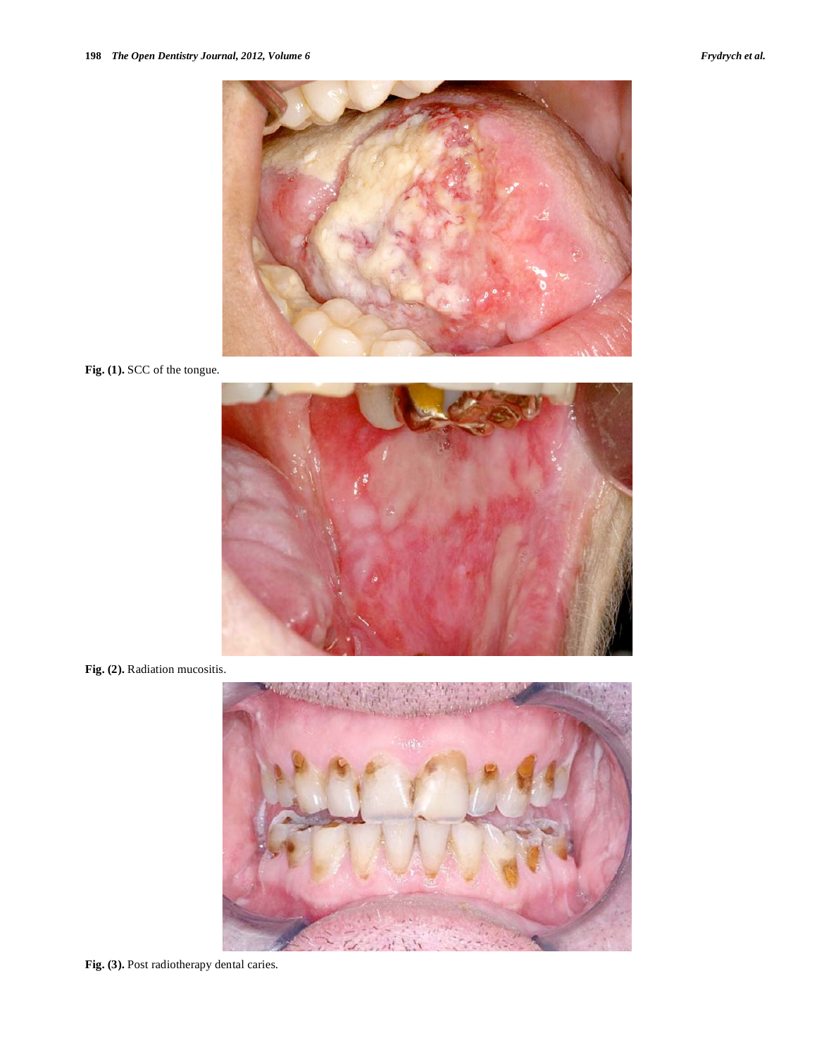Fig. (1). SCC of the tongue.

Fig. (2). Radiation mucositis.

Fig. (3). Post radiotherapy dental caries.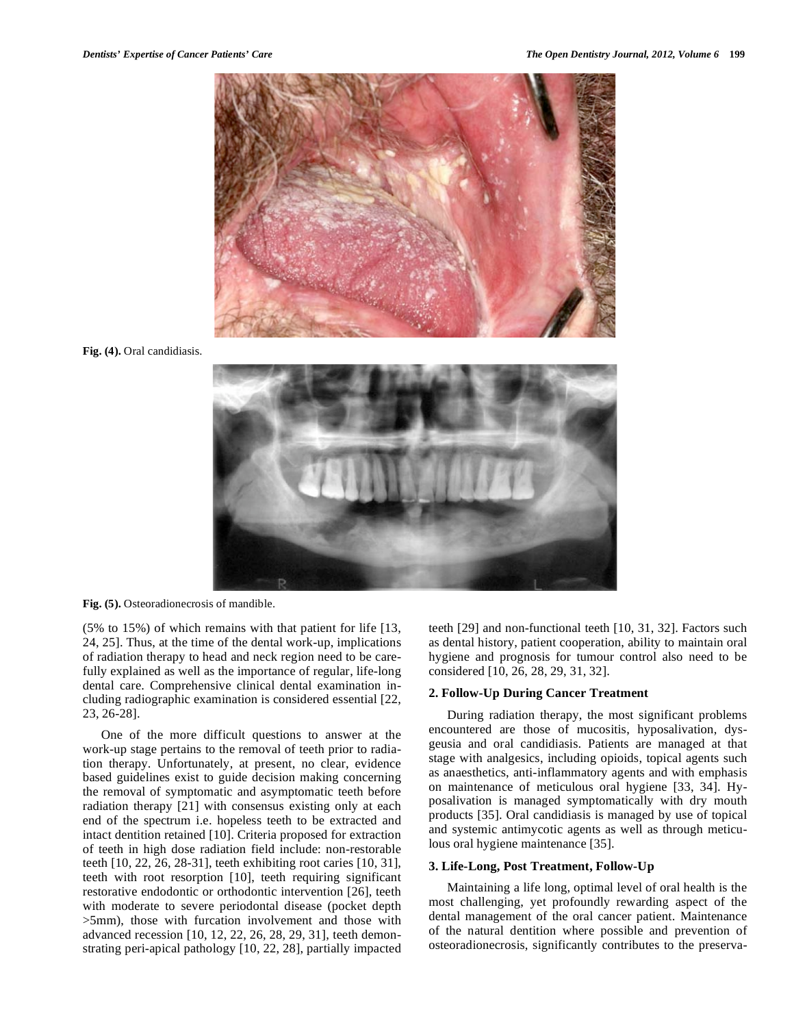Fig. (4). Oral candidiasis.

Fig. (5). Osteoradionecrosis of mandible.

(5% to 15%) of which remains with that patient for life [13, 24, 25]. Thus, at the time of the dental work-up, implications of radiation therapy to head and neck region need to be carefully explained as well as the importance of regular, life-long dental care. Comprehensive clinical dental examination including radiographic examination is considered essential [22, 23, 26-28].

One of the more difficult questions to answer at the work-up stage pertains to the removal of teeth prior to radiation therapy. Unfortunately, at present, no clear, evidence based guidelines exist to guide decision making concerning the removal of symptomatic and asymptomatic teeth before radiation therapy [21] with consensus existing only at each end of the spectrum i.e. hopeless teeth to be extracted and intact dentition retained [10]. Criteria proposed for extraction of teeth in high dose radiation field include: non-restorable teeth [10, 22, 26, 28-31], teeth exhibiting root caries [10, 31], teeth with root resorption [10], teeth requiring significant restorative endodontic or orthodontic intervention [26], teeth with moderate to severe periodontal disease (pocket depth >5mm), those with furcation involvement and those with advanced recession [10, 12, 22, 26, 28, 29, 31], teeth demonstrating peri-apical pathology [10, 22, 28], partially impacted teeth [29] and non-functional teeth [10, 31, 32]. Factors such as dental history, patient cooperation, ability to maintain oral hygiene and prognosis for tumour control also need to be considered [10, 26, 28, 29, 31, 32].

## 2. Follow-Up During Cancer Treatment

During radiation therapy, the most significant problems encountered are those of mucositis, hyposalivation, dysgeusia and oral candidiasis. Patients are managed at that stage with analgesics, including opioids, topical agents such as anaesthetics, anti-inflammatory agents and with emphasis on maintenance of meticulous oral hygiene [33, 34]. Hyposalivation is managed symptomatically with dry mouth products [35]. Oral candidiasis is managed by use of topical and systemic antimycotic agents as well as through meticulous oral hygiene maintenance [35].

## 3. Life-Long, Post Treatment, Follow-Up

Maintaining a life long, optimal level of oral health is the most challenging, yet profoundly rewarding aspect of the dental management of the oral cancer patient. Maintenance of the natural dentition where possible and prevention of osteoradionecrosis, significantly contributes to the preserva-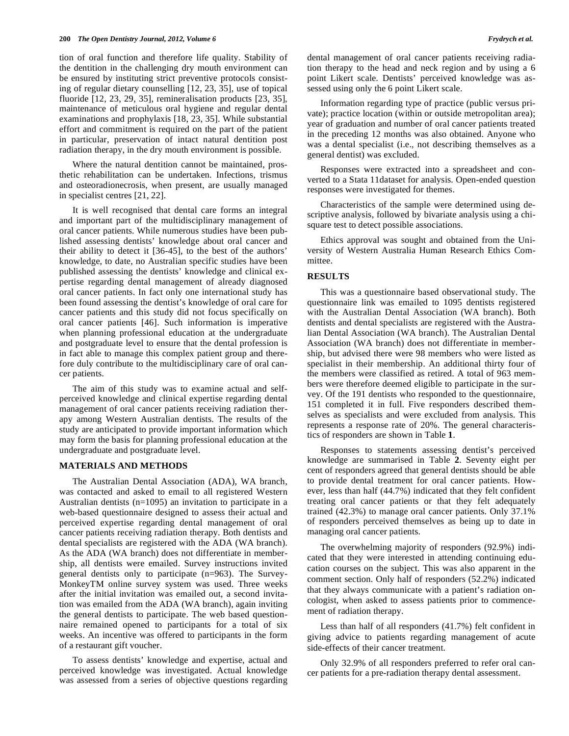tion of oral function and therefore life quality. Stability of the dentition in the challenging dry mouth environment can be ensured by instituting strict preventive protocols consisting of regular dietary counselling [12, 23, 35], use of topical fluoride [12, 23, 29, 35], remineralisation products [23, 35], maintenance of meticulous oral hygiene and regular dental examinations and prophylaxis [18, 23, 35]. While substantial effort and commitment is required on the part of the patient in particular, preservation of intact natural dentition post radiation therapy, in the dry mouth environment is possible.

Where the natural dentition cannot be maintained, prosthetic rehabilitation can be undertaken. Infections, trismus and osteoradionecrosis, when present, are usually managed in specialist centres [21, 22].

It is well recognised that dental care forms an integral and important part of the multidisciplinary management of oral cancer patients. While numerous studies have been published assessing dentists' knowledge about oral cancer and their ability to detect it [36-45], to the best of the authors' knowledge, to date, no Australian specific studies have been published assessing the dentists' knowledge and clinical expertise regarding dental management of already diagnosed oral cancer patients. In fact only one international study has been found assessing the dentist's knowledge of oral care for cancer patients and this study did not focus specifically on oral cancer patients [46]. Such information is imperative when planning professional education at the undergraduate and postgraduate level to ensure that the dental profession is in fact able to manage this complex patient group and therefore duly contribute to the multidisciplinary care of oral cancer patients.

The aim of this study was to examine actual and self-perceived knowledge and clinical expertise regarding dental management of oral cancer patients receiving radiation therapy among Western Australian dentists. The results of the study are anticipated to provide important information which may form the basis for planning professional education at the undergraduate and postgraduate level.

## MATERIALS AND METHODS

The Australian Dental Association (ADA), WA branch, was contacted and asked to email to all registered Western Australian dentists (n=1095) an invitation to participate in a web-based questionnaire designed to assess their actual and perceived expertise regarding dental management of oral cancer patients receiving radiation therapy. Both dentists and dental specialists are registered with the ADA (WA branch). As the ADA (WA branch) does not differentiate in membership, all dentists were emailed. Survey instructions invited general dentists only to participate (n=963). The SurveyMonkeyTM online survey system was used. Three weeks after the initial invitation was emailed out, a second invitation was emailed from the ADA (WA branch), again inviting the general dentists to participate. The web based questionnaire remained opened to participants for a total of six weeks. An incentive was offered to participants in the form of a restaurant gift voucher.

To assess dentists' knowledge and expertise, actual and perceived knowledge was investigated. Actual knowledge was assessed from a series of objective questions regarding dental management of oral cancer patients receiving radiation therapy to the head and neck region and by using a 6 point Likert scale. Dentists' perceived knowledge was assessed using only the 6 point Likert scale.

Information regarding type of practice (public versus private); practice location (within or outside metropolitan area); year of graduation and number of oral cancer patients treated in the preceding 12 months was also obtained. Anyone who was a dental specialist (i.e., not describing themselves as a general dentist) was excluded.

Responses were extracted into a spreadsheet and converted to a Stata 11dataset for analysis. Open-ended question responses were investigated for themes.

Characteristics of the sample were determined using descriptive analysis, followed by bivariate analysis using a chi-square test to detect possible associations.

Ethics approval was sought and obtained from the University of Western Australia Human Research Ethics Committee.

## RESULTS

This was a questionnaire based observational study. The questionnaire link was emailed to 1095 dentists registered with the Australian Dental Association (WA branch). Both dentists and dental specialists are registered with the Australian Dental Association (WA branch). The Australian Dental Association (WA branch) does not differentiate in membership, but advised there were 98 members who were listed as specialist in their membership. An additional thirty four of the members were classified as retired. A total of 963 members were therefore deemed eligible to participate in the survey. Of the 191 dentists who responded to the questionnaire, 151 completed it in full. Five responders described themselves as specialists and were excluded from analysis. This represents a response rate of 20%. The general characteristics of responders are shown in Table **1**.

Responses to statements assessing dentist's perceived knowledge are summarised in Table **2**. Seventy eight per cent of responders agreed that general dentists should be able to provide dental treatment for oral cancer patients. However, less than half (44.7%) indicated that they felt confident treating oral cancer patients or that they felt adequately trained (42.3%) to manage oral cancer patients. Only 37.1% of responders perceived themselves as being up to date in managing oral cancer patients.

The overwhelming majority of responders (92.9%) indicated that they were interested in attending continuing education courses on the subject. This was also apparent in the comment section. Only half of responders (52.2%) indicated that they always communicate with a patient's radiation oncologist, when asked to assess patients prior to commencement of radiation therapy.

Less than half of all responders (41.7%) felt confident in giving advice to patients regarding management of acute side-effects of their cancer treatment.

Only 32.9% of all responders preferred to refer oral cancer patients for a pre-radiation therapy dental assessment.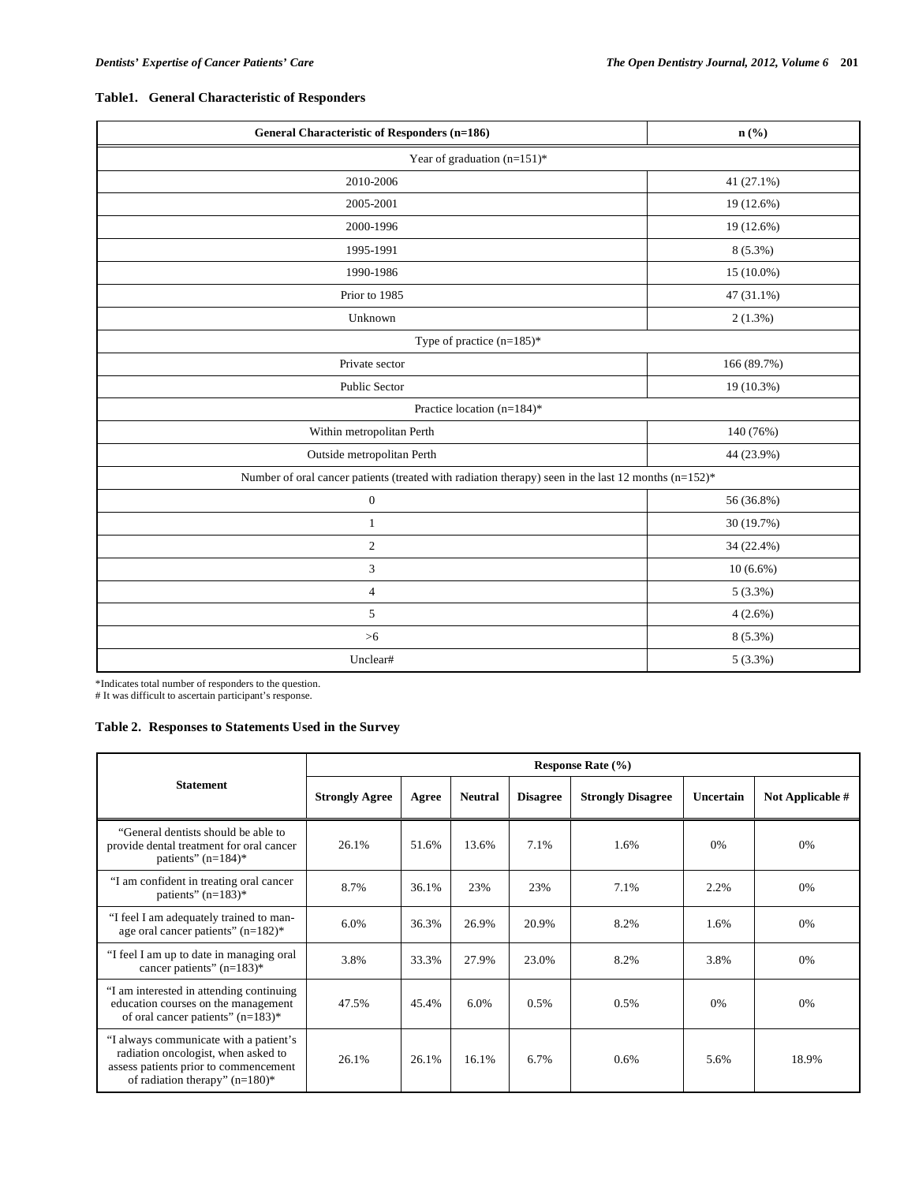**Table1. General Characteristic of Responders**

| General Characteristic of Responders (n=186) | n (%) |
|---|---|
| Year of graduation (n=151)* | |
| 2010-2006 | 41 (27.1%) |
| 2005-2001 | 19 (12.6%) |
| 2000-1996 | 19 (12.6%) |
| 1995-1991 | 8 (5.3%) |
| 1990-1986 | 15 (10.0%) |
| Prior to 1985 | 47 (31.1%) |
| Unknown | 2 (1.3%) |
| Type of practice (n=185)* | |
| Private sector | 166 (89.7%) |
| Public Sector | 19 (10.3%) |
| Practice location (n=184)* | |
| Within metropolitan Perth | 140 (76%) |
| Outside metropolitan Perth | 44 (23.9%) |
| Number of oral cancer patients (treated with radiation therapy) seen in the last 12 months (n=152)* | |
| 0 | 56 (36.8%) |
| 1 | 30 (19.7%) |
| 2 | 34 (22.4%) |
| 3 | 10 (6.6%) |
| 4 | 5 (3.3%) |
| 5 | 4 (2.6%) |
| >6 | 8 (5.3%) |
| Unclear# | 5 (3.3%) |

*Indicates total number of responders to the question.
# It was difficult to ascertain participant's response.

**Table 2. Responses to Statements Used in the Survey**

| Statement | Response Rate (%) | | | | | | |
|---|---|---|---|---|---|---|---|
| | Strongly Agree | Agree | Neutral | Disagree | Strongly Disagree | Uncertain | Not Applicable # |
| "General dentists should be able to provide dental treatment for oral cancer patients" (n=184)* | 26.1% | 51.6% | 13.6% | 7.1% | 1.6% | 0% | 0% |
| "I am confident in treating oral cancer patients" (n=183)* | 8.7% | 36.1% | 23% | 23% | 7.1% | 2.2% | 0% |
| "I feel I am adequately trained to manage oral cancer patients" (n=182)* | 6.0% | 36.3% | 26.9% | 20.9% | 8.2% | 1.6% | 0% |
| "I feel I am up to date in managing oral cancer patients" (n=183)* | 3.8% | 33.3% | 27.9% | 23.0% | 8.2% | 3.8% | 0% |
| "I am interested in attending continuing education courses on the management of oral cancer patients" (n=183)* | 47.5% | 45.4% | 6.0% | 0.5% | 0.5% | 0% | 0% |
| "I always communicate with a patient's radiation oncologist, when asked to assess patients prior to commencement of radiation therapy" (n=180)* | 26.1% | 26.1% | 16.1% | 6.7% | 0.6% | 5.6% | 18.9% |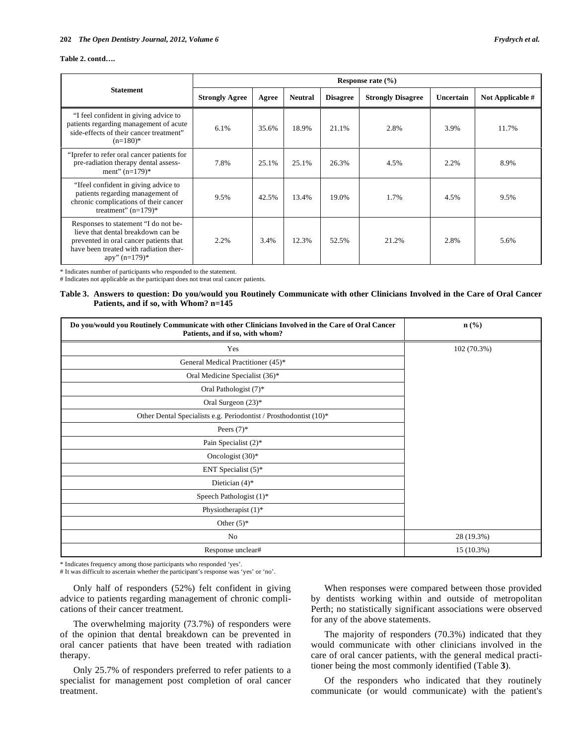**Table 2. contd….**

| Statement | Response rate (%) | | | | | | |
|---|---|---|---|---|---|---|---|
| | Strongly Agree | Agree | Neutral | Disagree | Strongly Disagree | Uncertain | Not Applicable # |
| "I feel confident in giving advice to patients regarding management of acute side-effects of their cancer treatment" (n=180)* | 6.1% | 35.6% | 18.9% | 21.1% | 2.8% | 3.9% | 11.7% |
| "Iprefer to refer oral cancer patients for pre-radiation therapy dental assessment" (n=179)* | 7.8% | 25.1% | 25.1% | 26.3% | 4.5% | 2.2% | 8.9% |
| "Ifeel confident in giving advice to patients regarding management of chronic complications of their cancer treatment" (n=179)* | 9.5% | 42.5% | 13.4% | 19.0% | 1.7% | 4.5% | 9.5% |
| Responses to statement "I do not believe that dental breakdown can be prevented in oral cancer patients that have been treated with radiation therapy" (n=179)* | 2.2% | 3.4% | 12.3% | 52.5% | 21.2% | 2.8% | 5.6% |

\* Indicates number of participants who responded to the statement.
# Indicates not applicable as the participant does not treat oral cancer patients.

**Table 3. Answers to question: Do you/would you Routinely Communicate with other Clinicians Involved in the Care of Oral Cancer Patients, and if so, with Whom? n=145**

| Do you/would you Routinely Communicate with other Clinicians Involved in the Care of Oral Cancer Patients, and if so, with whom? | n (%) |
|---|---|
| Yes | 102 (70.3%) |
| General Medical Practitioner (45)* | |
| Oral Medicine Specialist (36)* | |
| Oral Pathologist (7)* | |
| Oral Surgeon (23)* | |
| Other Dental Specialists e.g. Periodontist / Prosthodontist (10)* | |
| Peers (7)* | |
| Pain Specialist (2)* | |
| Oncologist (30)* | |
| ENT Specialist (5)* | |
| Dietician (4)* | |
| Speech Pathologist (1)* | |
| Physiotherapist (1)* | |
| Other (5)* | |
| No | 28 (19.3%) |
| Response unclear# | 15 (10.3%) |

\* Indicates frequency among those participants who responded 'yes'.
# It was difficult to ascertain whether the participant's response was 'yes' or 'no'.

Only half of responders (52%) felt confident in giving advice to patients regarding management of chronic complications of their cancer treatment.

The overwhelming majority (73.7%) of responders were of the opinion that dental breakdown can be prevented in oral cancer patients that have been treated with radiation therapy.

Only 25.7% of responders preferred to refer patients to a specialist for management post completion of oral cancer treatment.

When responses were compared between those provided by dentists working within and outside of metropolitan Perth; no statistically significant associations were observed for any of the above statements.

The majority of responders (70.3%) indicated that they would communicate with other clinicians involved in the care of oral cancer patients, with the general medical practitioner being the most commonly identified (Table **3**).

Of the responders who indicated that they routinely communicate (or would communicate) with the patient's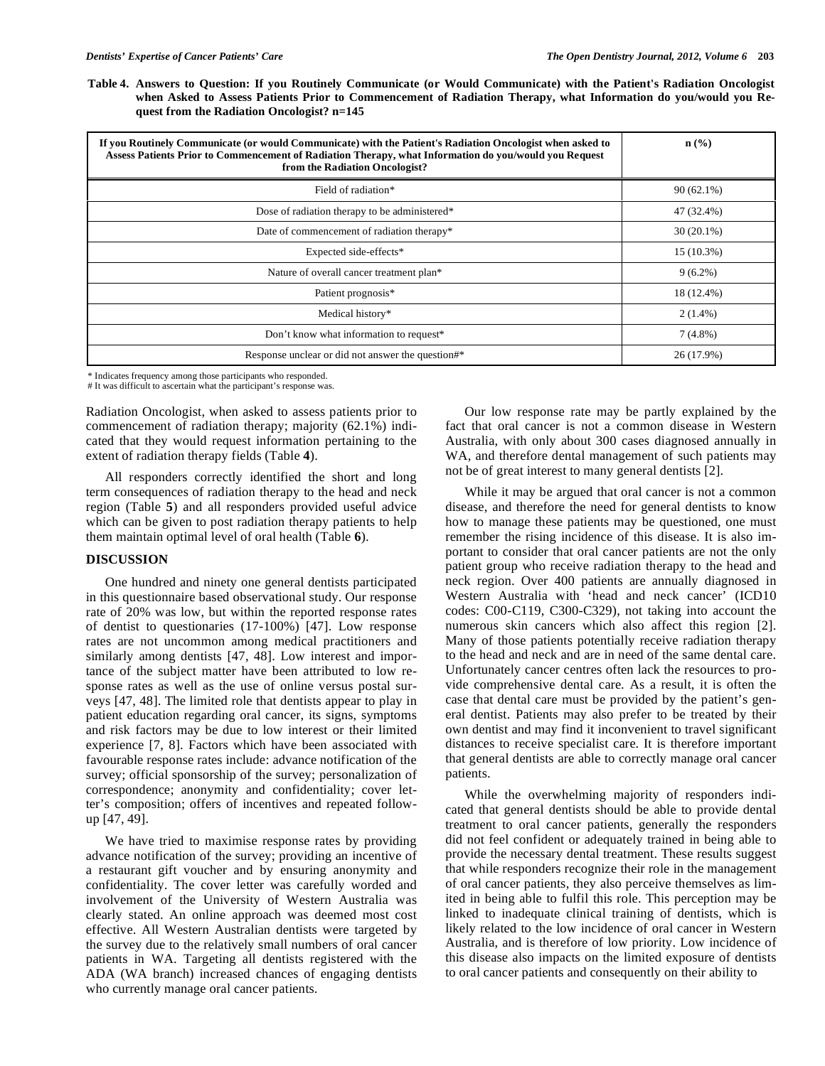**Table 4. Answers to Question: If you Routinely Communicate (or Would Communicate) with the Patient's Radiation Oncologist when Asked to Assess Patients Prior to Commencement of Radiation Therapy, what Information do you/would you Request from the Radiation Oncologist? n=145**

| If you Routinely Communicate (or would Communicate) with the Patient's Radiation Oncologist when asked to Assess Patients Prior to Commencement of Radiation Therapy, what Information do you/would you Request from the Radiation Oncologist? | n (%) |
|---|---|
| Field of radiation* | 90 (62.1%) |
| Dose of radiation therapy to be administered* | 47 (32.4%) |
| Date of commencement of radiation therapy* | 30 (20.1%) |
| Expected side-effects* | 15 (10.3%) |
| Nature of overall cancer treatment plan* | 9 (6.2%) |
| Patient prognosis* | 18 (12.4%) |
| Medical history* | 2 (1.4%) |
| Don't know what information to request* | 7 (4.8%) |
| Response unclear or did not answer the question#* | 26 (17.9%) |

* Indicates frequency among those participants who responded.
# It was difficult to ascertain what the participant's response was.

Radiation Oncologist, when asked to assess patients prior to commencement of radiation therapy; majority (62.1%) indicated that they would request information pertaining to the extent of radiation therapy fields (Table **4**).

All responders correctly identified the short and long term consequences of radiation therapy to the head and neck region (Table **5**) and all responders provided useful advice which can be given to post radiation therapy patients to help them maintain optimal level of oral health (Table **6**).

## DISCUSSION

One hundred and ninety one general dentists participated in this questionnaire based observational study. Our response rate of 20% was low, but within the reported response rates of dentist to questionaries (17-100%) [47]. Low response rates are not uncommon among medical practitioners and similarly among dentists [47, 48]. Low interest and importance of the subject matter have been attributed to low response rates as well as the use of online versus postal surveys [47, 48]. The limited role that dentists appear to play in patient education regarding oral cancer, its signs, symptoms and risk factors may be due to low interest or their limited experience [7, 8]. Factors which have been associated with favourable response rates include: advance notification of the survey; official sponsorship of the survey; personalization of correspondence; anonymity and confidentiality; cover letter's composition; offers of incentives and repeated follow-up [47, 49].

We have tried to maximise response rates by providing advance notification of the survey; providing an incentive of a restaurant gift voucher and by ensuring anonymity and confidentiality. The cover letter was carefully worded and involvement of the University of Western Australia was clearly stated. An online approach was deemed most cost effective. All Western Australian dentists were targeted by the survey due to the relatively small numbers of oral cancer patients in WA. Targeting all dentists registered with the ADA (WA branch) increased chances of engaging dentists who currently manage oral cancer patients.

Our low response rate may be partly explained by the fact that oral cancer is not a common disease in Western Australia, with only about 300 cases diagnosed annually in WA, and therefore dental management of such patients may not be of great interest to many general dentists [2].

While it may be argued that oral cancer is not a common disease, and therefore the need for general dentists to know how to manage these patients may be questioned, one must remember the rising incidence of this disease. It is also important to consider that oral cancer patients are not the only patient group who receive radiation therapy to the head and neck region. Over 400 patients are annually diagnosed in Western Australia with 'head and neck cancer' (ICD10 codes: C00-C119, C300-C329), not taking into account the numerous skin cancers which also affect this region [2]. Many of those patients potentially receive radiation therapy to the head and neck and are in need of the same dental care. Unfortunately cancer centres often lack the resources to provide comprehensive dental care. As a result, it is often the case that dental care must be provided by the patient's general dentist. Patients may also prefer to be treated by their own dentist and may find it inconvenient to travel significant distances to receive specialist care. It is therefore important that general dentists are able to correctly manage oral cancer patients.

While the overwhelming majority of responders indicated that general dentists should be able to provide dental treatment to oral cancer patients, generally the responders did not feel confident or adequately trained in being able to provide the necessary dental treatment. These results suggest that while responders recognize their role in the management of oral cancer patients, they also perceive themselves as limited in being able to fulfil this role. This perception may be linked to inadequate clinical training of dentists, which is likely related to the low incidence of oral cancer in Western Australia, and is therefore of low priority. Low incidence of this disease also impacts on the limited exposure of dentists to oral cancer patients and consequently on their ability to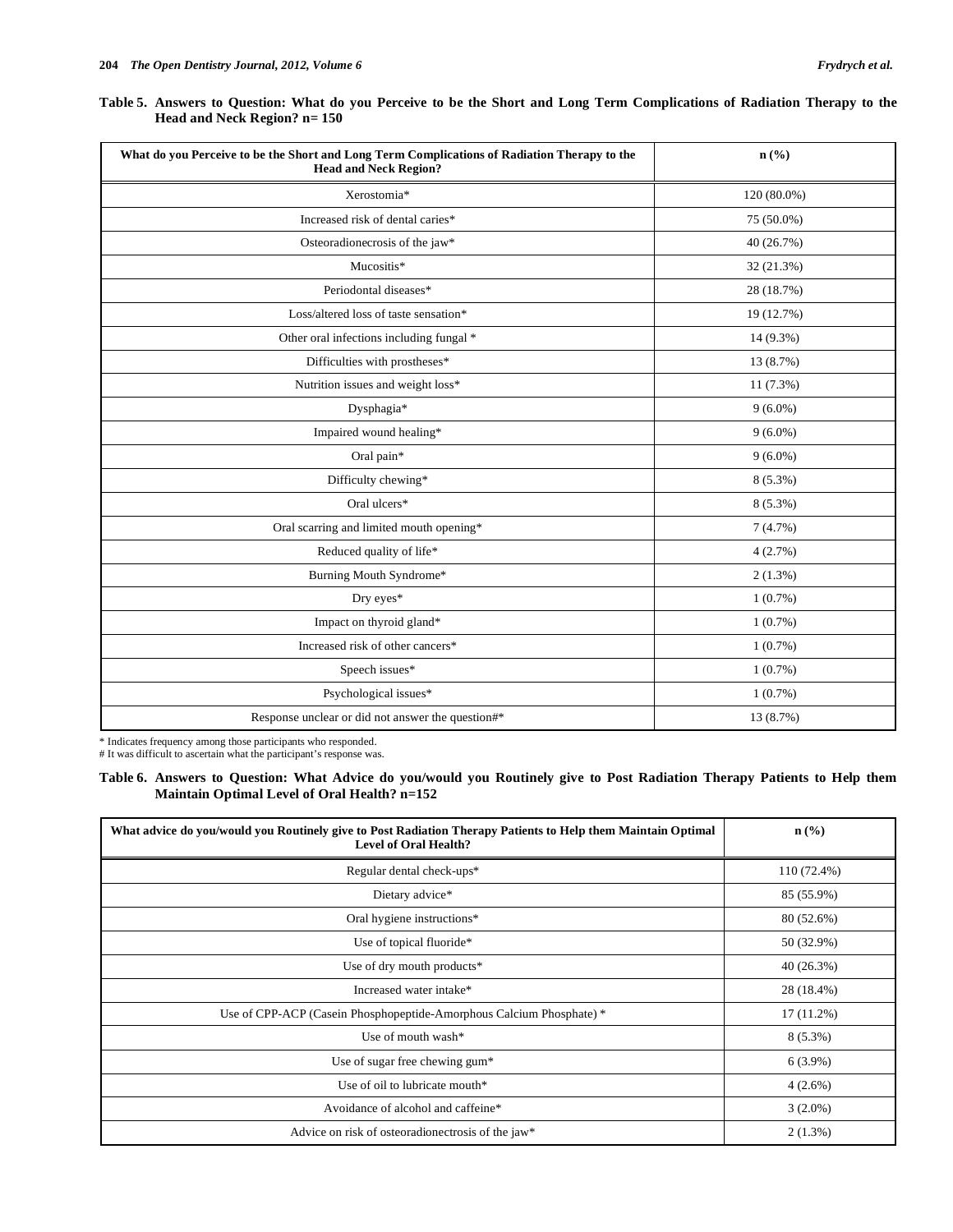**Table 5. Answers to Question: What do you Perceive to be the Short and Long Term Complications of Radiation Therapy to the Head and Neck Region? n= 150**

| What do you Perceive to be the Short and Long Term Complications of Radiation Therapy to the Head and Neck Region? | n (%) |
|---|---|
| Xerostomia* | 120 (80.0%) |
| Increased risk of dental caries* | 75 (50.0%) |
| Osteoradionecrosis of the jaw* | 40 (26.7%) |
| Mucositis* | 32 (21.3%) |
| Periodontal diseases* | 28 (18.7%) |
| Loss/altered loss of taste sensation* | 19 (12.7%) |
| Other oral infections including fungal * | 14 (9.3%) |
| Difficulties with prostheses* | 13 (8.7%) |
| Nutrition issues and weight loss* | 11 (7.3%) |
| Dysphagia* | 9 (6.0%) |
| Impaired wound healing* | 9 (6.0%) |
| Oral pain* | 9 (6.0%) |
| Difficulty chewing* | 8 (5.3%) |
| Oral ulcers* | 8 (5.3%) |
| Oral scarring and limited mouth opening* | 7 (4.7%) |
| Reduced quality of life* | 4 (2.7%) |
| Burning Mouth Syndrome* | 2 (1.3%) |
| Dry eyes* | 1 (0.7%) |
| Impact on thyroid gland* | 1 (0.7%) |
| Increased risk of other cancers* | 1 (0.7%) |
| Speech issues* | 1 (0.7%) |
| Psychological issues* | 1 (0.7%) |
| Response unclear or did not answer the question#* | 13 (8.7%) |

\* Indicates frequency among those participants who responded.
\# It was difficult to ascertain what the participant's response was.

**Table 6. Answers to Question: What Advice do you/would you Routinely give to Post Radiation Therapy Patients to Help them Maintain Optimal Level of Oral Health? n=152**

| What advice do you/would you Routinely give to Post Radiation Therapy Patients to Help them Maintain Optimal Level of Oral Health? | n (%) |
|---|---|
| Regular dental check-ups* | 110 (72.4%) |
| Dietary advice* | 85 (55.9%) |
| Oral hygiene instructions* | 80 (52.6%) |
| Use of topical fluoride* | 50 (32.9%) |
| Use of dry mouth products* | 40 (26.3%) |
| Increased water intake* | 28 (18.4%) |
| Use of CPP-ACP (Casein Phosphopeptide-Amorphous Calcium Phosphate) * | 17 (11.2%) |
| Use of mouth wash* | 8 (5.3%) |
| Use of sugar free chewing gum* | 6 (3.9%) |
| Use of oil to lubricate mouth* | 4 (2.6%) |
| Avoidance of alcohol and caffeine* | 3 (2.0%) |
| Advice on risk of osteoradionectrosis of the jaw* | 2 (1.3%) |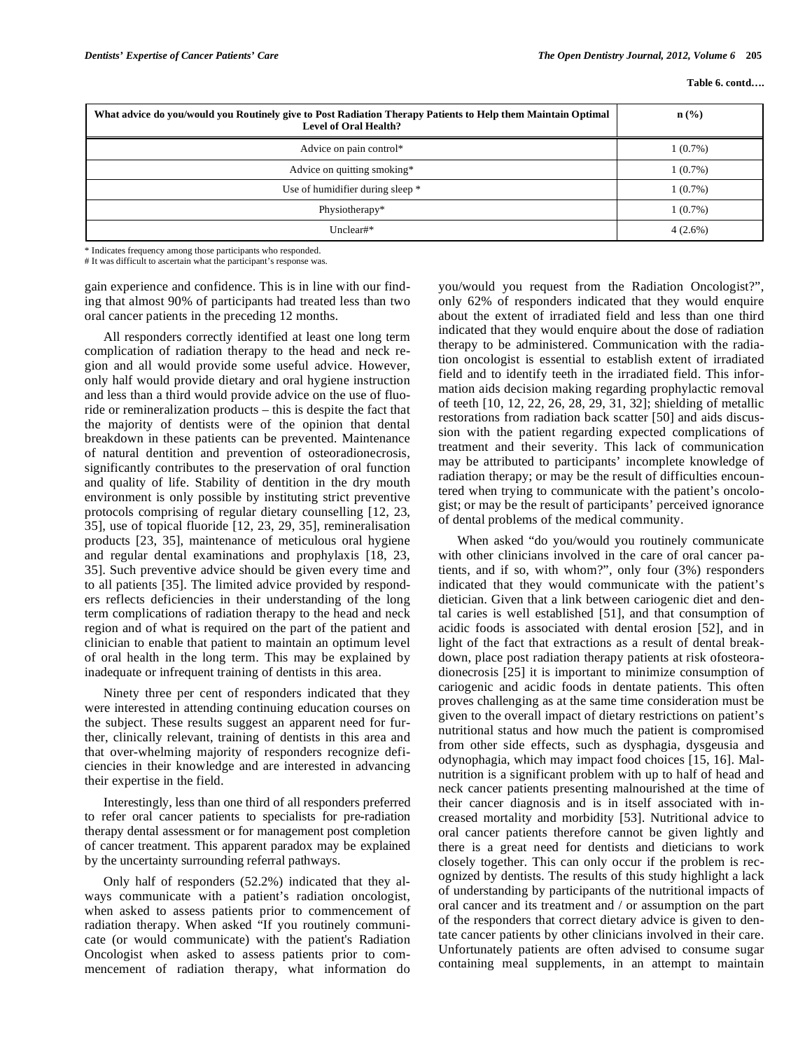**Table 6. contd….**

| What advice do you/would you Routinely give to Post Radiation Therapy Patients to Help them Maintain Optimal Level of Oral Health? | n (%) |
|---|---|
| Advice on pain control* | 1 (0.7%) |
| Advice on quitting smoking* | 1 (0.7%) |
| Use of humidifier during sleep * | 1 (0.7%) |
| Physiotherapy* | 1 (0.7%) |
| Unclear#* | 4 (2.6%) |

* Indicates frequency among those participants who responded.
# It was difficult to ascertain what the participant's response was.

gain experience and confidence. This is in line with our finding that almost 90% of participants had treated less than two oral cancer patients in the preceding 12 months.

All responders correctly identified at least one long term complication of radiation therapy to the head and neck region and all would provide some useful advice. However, only half would provide dietary and oral hygiene instruction and less than a third would provide advice on the use of fluoride or remineralization products – this is despite the fact that the majority of dentists were of the opinion that dental breakdown in these patients can be prevented. Maintenance of natural dentition and prevention of osteoradionecrosis, significantly contributes to the preservation of oral function and quality of life. Stability of dentition in the dry mouth environment is only possible by instituting strict preventive protocols comprising of regular dietary counselling [12, 23, 35], use of topical fluoride [12, 23, 29, 35], remineralisation products [23, 35], maintenance of meticulous oral hygiene and regular dental examinations and prophylaxis [18, 23, 35]. Such preventive advice should be given every time and to all patients [35]. The limited advice provided by responders reflects deficiencies in their understanding of the long term complications of radiation therapy to the head and neck region and of what is required on the part of the patient and clinician to enable that patient to maintain an optimum level of oral health in the long term. This may be explained by inadequate or infrequent training of dentists in this area.

Ninety three per cent of responders indicated that they were interested in attending continuing education courses on the subject. These results suggest an apparent need for further, clinically relevant, training of dentists in this area and that over-whelming majority of responders recognize deficiencies in their knowledge and are interested in advancing their expertise in the field.

Interestingly, less than one third of all responders preferred to refer oral cancer patients to specialists for pre-radiation therapy dental assessment or for management post completion of cancer treatment. This apparent paradox may be explained by the uncertainty surrounding referral pathways.

Only half of responders (52.2%) indicated that they always communicate with a patient's radiation oncologist, when asked to assess patients prior to commencement of radiation therapy. When asked "If you routinely communicate (or would communicate) with the patient's Radiation Oncologist when asked to assess patients prior to commencement of radiation therapy, what information do you/would you request from the Radiation Oncologist?", only 62% of responders indicated that they would enquire about the extent of irradiated field and less than one third indicated that they would enquire about the dose of radiation therapy to be administered. Communication with the radiation oncologist is essential to establish extent of irradiated field and to identify teeth in the irradiated field. This information aids decision making regarding prophylactic removal of teeth [10, 12, 22, 26, 28, 29, 31, 32]; shielding of metallic restorations from radiation back scatter [50] and aids discussion with the patient regarding expected complications of treatment and their severity. This lack of communication may be attributed to participants' incomplete knowledge of radiation therapy; or may be the result of difficulties encountered when trying to communicate with the patient's oncologist; or may be the result of participants' perceived ignorance of dental problems of the medical community.

When asked "do you/would you routinely communicate with other clinicians involved in the care of oral cancer patients, and if so, with whom?", only four (3%) responders indicated that they would communicate with the patient's dietician. Given that a link between cariogenic diet and dental caries is well established [51], and that consumption of acidic foods is associated with dental erosion [52], and in light of the fact that extractions as a result of dental breakdown, place post radiation therapy patients at risk ofosteoradionecrosis [25] it is important to minimize consumption of cariogenic and acidic foods in dentate patients. This often proves challenging as at the same time consideration must be given to the overall impact of dietary restrictions on patient's nutritional status and how much the patient is compromised from other side effects, such as dysphagia, dysgeusia and odynophagia, which may impact food choices [15, 16]. Malnutrition is a significant problem with up to half of head and neck cancer patients presenting malnourished at the time of their cancer diagnosis and is in itself associated with increased mortality and morbidity [53]. Nutritional advice to oral cancer patients therefore cannot be given lightly and there is a great need for dentists and dieticians to work closely together. This can only occur if the problem is recognized by dentists. The results of this study highlight a lack of understanding by participants of the nutritional impacts of oral cancer and its treatment and / or assumption on the part of the responders that correct dietary advice is given to dentate cancer patients by other clinicians involved in their care. Unfortunately patients are often advised to consume sugar containing meal supplements, in an attempt to maintain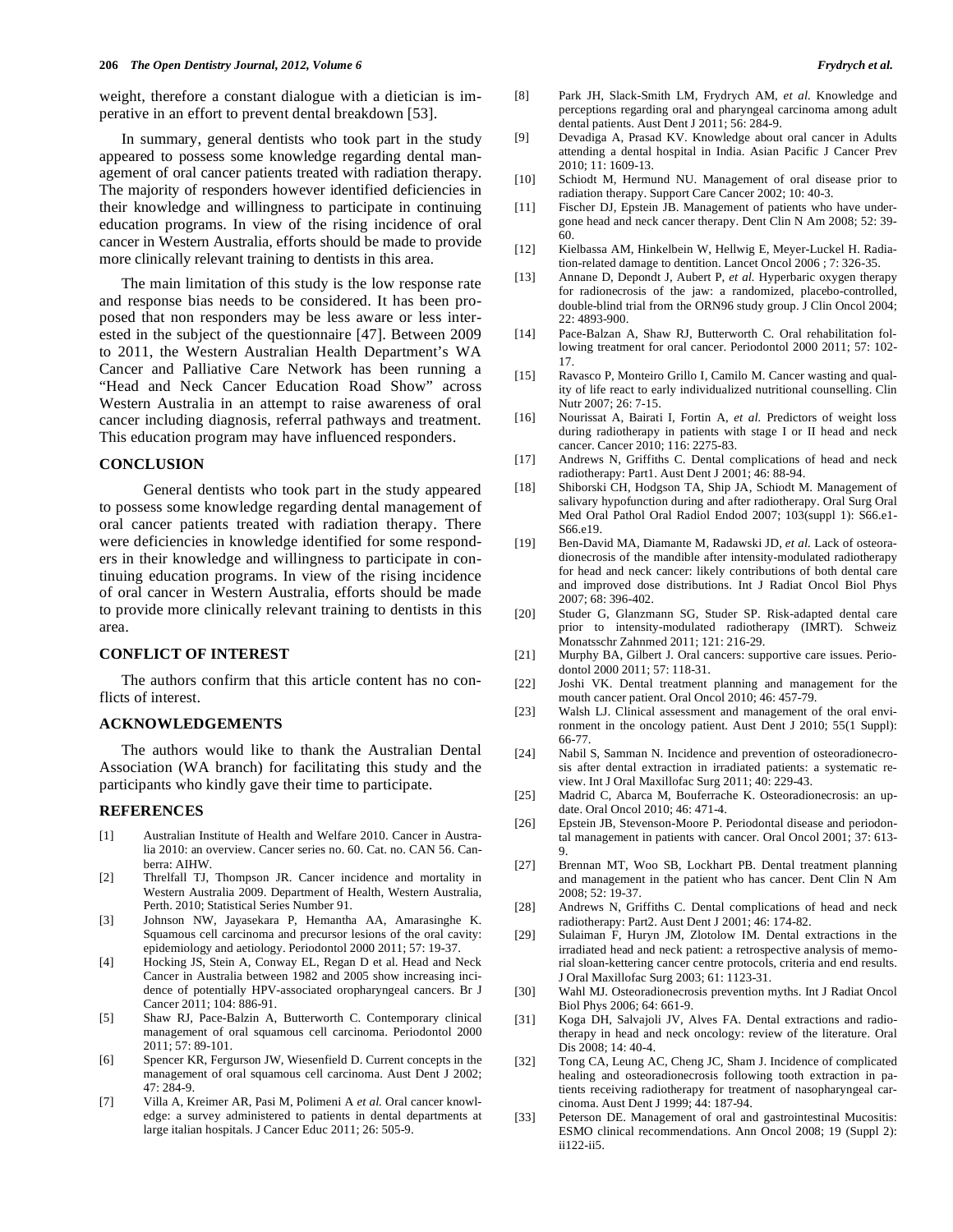weight, therefore a constant dialogue with a dietician is imperative in an effort to prevent dental breakdown [53].

In summary, general dentists who took part in the study appeared to possess some knowledge regarding dental management of oral cancer patients treated with radiation therapy. The majority of responders however identified deficiencies in their knowledge and willingness to participate in continuing education programs. In view of the rising incidence of oral cancer in Western Australia, efforts should be made to provide more clinically relevant training to dentists in this area.

The main limitation of this study is the low response rate and response bias needs to be considered. It has been proposed that non responders may be less aware or less interested in the subject of the questionnaire [47]. Between 2009 to 2011, the Western Australian Health Department's WA Cancer and Palliative Care Network has been running a "Head and Neck Cancer Education Road Show" across Western Australia in an attempt to raise awareness of oral cancer including diagnosis, referral pathways and treatment. This education program may have influenced responders.

## CONCLUSION

General dentists who took part in the study appeared to possess some knowledge regarding dental management of oral cancer patients treated with radiation therapy. There were deficiencies in knowledge identified for some responders in their knowledge and willingness to participate in continuing education programs. In view of the rising incidence of oral cancer in Western Australia, efforts should be made to provide more clinically relevant training to dentists in this area.

## CONFLICT OF INTEREST

The authors confirm that this article content has no conflicts of interest.

## ACKNOWLEDGEMENTS

The authors would like to thank the Australian Dental Association (WA branch) for facilitating this study and the participants who kindly gave their time to participate.

## REFERENCES

[1] Australian Institute of Health and Welfare 2010. Cancer in Australia 2010: an overview. Cancer series no. 60. Cat. no. CAN 56. Canberra: AIHW.

[2] Threlfall TJ, Thompson JR. Cancer incidence and mortality in Western Australia 2009. Department of Health, Western Australia, Perth. 2010; Statistical Series Number 91.

[3] Johnson NW, Jayasekara P, Hemantha AA, Amarasinghe K. Squamous cell carcinoma and precursor lesions of the oral cavity: epidemiology and aetiology. Periodontol 2000 2011; 57: 19-37.

[4] Hocking JS, Stein A, Conway EL, Regan D et al. Head and Neck Cancer in Australia between 1982 and 2005 show increasing incidence of potentially HPV-associated oropharyngeal cancers. Br J Cancer 2011; 104: 886-91.

[5] Shaw RJ, Pace-Balzin A, Butterworth C. Contemporary clinical management of oral squamous cell carcinoma. Periodontol 2000 2011; 57: 89-101.

[6] Spencer KR, Ferguson JW, Wiesenfield D. Current concepts in the management of oral squamous cell carcinoma. Aust Dent J 2002; 47: 284-9.

[7] Villa A, Kreimer AR, Pasi M, Polimeni A *et al.* Oral cancer knowledge: a survey administered to patients in dental departments at large italian hospitals. J Cancer Educ 2011; 26: 505-9.

[8] Park JH, Slack-Smith LM, Frydrych AM, *et al.* Knowledge and perceptions regarding oral and pharyngeal carcinoma among adult dental patients. Aust Dent J 2011; 56: 284-9.

[9] Devadiga A, Prasad KV. Knowledge about oral cancer in Adults attending a dental hospital in India. Asian Pacific J Cancer Prev 2010; 11: 1609-13.

[10] Schiodt M, Hermund NU. Management of oral disease prior to radiation therapy. Support Care Cancer 2002; 10: 40-3.

[11] Fischer DJ, Epstein JB. Management of patients who have undergone head and neck cancer therapy. Dent Clin N Am 2008; 52: 39-60.

[12] Kielbassa AM, Hinkelbein W, Hellwig E, Meyer-Luckel H. Radiation-related damage to dentition. Lancet Oncol 2006 ; 7: 326-35.

[13] Annane D, Depondt J, Aubert P, *et al.* Hyperbaric oxygen therapy for radionecrosis of the jaw: a randomized, placebo-controlled, double-blind trial from the ORN96 study group. J Clin Oncol 2004; 22: 4893-900.

[14] Pace-Balzan A, Shaw RJ, Butterworth C. Oral rehabilitation following treatment for oral cancer. Periodontol 2000 2011; 57: 102-17.

[15] Ravasco P, Monteiro Grillo I, Camilo M. Cancer wasting and quality of life react to early individualized nutritional counselling. Clin Nutr 2007; 26: 7-15.

[16] Nourissat A, Bairati I, Fortin A, *et al.* Predictors of weight loss during radiotherapy in patients with stage I or II head and neck cancer. Cancer 2010; 116: 2275-83.

[17] Andrews N, Griffiths C. Dental complications of head and neck radiotherapy: Part1. Aust Dent J 2001; 46: 88-94.

[18] Shiborski CH, Hodgson TA, Ship JA, Schiodt M. Management of salivary hypofunction during and after radiotherapy. Oral Surg Oral Med Oral Pathol Oral Radiol Endod 2007; 103(suppl 1): S66.e1-S66.e19.

[19] Ben-David MA, Diamante M, Radawski JD, *et al.* Lack of osteoradionecrosis of the mandible after intensity-modulated radiotherapy for head and neck cancer: likely contributions of both dental care and improved dose distributions. Int J Radiat Oncol Biol Phys 2007; 68: 396-402.

[20] Studer G, Glanzmann SG, Studer SP. Risk-adapted dental care prior to intensity-modulated radiotherapy (IMRT). Schweiz Monatsschr Zahnmed 2011; 121: 216-29.

[21] Murphy BA, Gilbert J. Oral cancers: supportive care issues. Periodontol 2000 2011; 57: 118-31.

[22] Joshi VK. Dental treatment planning and management for the mouth cancer patient. Oral Oncol 2010; 46: 457-79.

[23] Walsh LJ. Clinical assessment and management of the oral environment in the oncology patient. Aust Dent J 2010; 55(1 Suppl): 66-77.

[24] Nabil S, Samman N. Incidence and prevention of osteoradionecrosis after dental extraction in irradiated patients: a systematic review. Int J Oral Maxillofac Surg 2011; 40: 229-43.

[25] Madrid C, Abarca M, Bouferrache K. Osteoradionecrosis: an update. Oral Oncol 2010; 46: 471-4.

[26] Epstein JB, Stevenson-Moore P. Periodontal disease and periodontal management in patients with cancer. Oral Oncol 2001; 37: 613-9.

[27] Brennan MT, Woo SB, Lockhart PB. Dental treatment planning and management in the patient who has cancer. Dent Clin N Am 2008; 52: 19-37.

[28] Andrews N, Griffiths C. Dental complications of head and neck radiotherapy: Part2. Aust Dent J 2001; 46: 174-82.

[29] Sulaiman F, Huryn JM, Zlotolow IM. Dental extractions in the irradiated head and neck patient: a retrospective analysis of memorial sloan-kettering cancer centre protocols, criteria and end results. J Oral Maxillofac Surg 2003; 61: 1123-31.

[30] Wahl MJ. Osteoradionecrosis prevention myths. Int J Radiat Oncol Biol Phys 2006; 64: 661-9.

[31] Koga DH, Salvajoli JV, Alves FA. Dental extractions and radiotherapy in head and neck oncology: review of the literature. Oral Dis 2008; 14: 40-4.

[32] Tong CA, Leung AC, Cheng JC, Sham J. Incidence of complicated healing and osteoradionecrosis following tooth extraction in patients receiving radiotherapy for treatment of nasopharyngeal carcinoma. Aust Dent J 1999; 44: 187-94.

[33] Peterson DE. Management of oral and gastrointestinal Mucositis: ESMO clinical recommendations. Ann Oncol 2008; 19 (Suppl 2): ii122-ii5.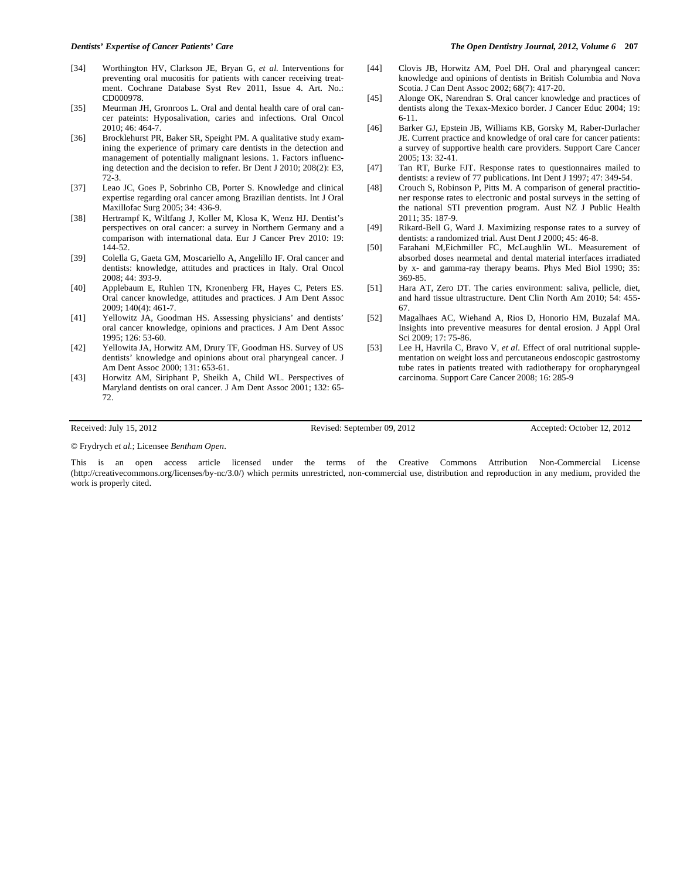[34] Worthington HV, Clarkson JE, Bryan G, *et al.* Interventions for preventing oral mucositis for patients with cancer receiving treatment. Cochrane Database Syst Rev 2011, Issue 4. Art. No.: CD000978.

[35] Meurman JH, Gronroos L. Oral and dental health care of oral cancer pateints: Hyposalivation, caries and infections. Oral Oncol 2010; 46: 464-7.

[36] Brocklehurst PR, Baker SR, Speight PM. A qualitative study examining the experience of primary care dentists in the detection and management of potentially malignant lesions. 1. Factors influencing detection and the decision to refer. Br Dent J 2010; 208(2): E3, 72-3.

[37] Leao JC, Goes P, Sobrinho CB, Porter S. Knowledge and clinical expertise regarding oral cancer among Brazilian dentists. Int J Oral Maxillofac Surg 2005; 34: 436-9.

[38] Hertrampf K, Wiltfang J, Koller M, Klosa K, Wenz HJ. Dentist's perspectives on oral cancer: a survey in Northern Germany and a comparison with international data. Eur J Cancer Prev 2010: 19: 144-52.

[39] Colella G, Gaeta GM, Moscariello A, Angelillo IF. Oral cancer and dentists: knowledge, attitudes and practices in Italy. Oral Oncol 2008; 44: 393-9.

[40] Applebaum E, Ruhlen TN, Kronenberg FR, Hayes C, Peters ES. Oral cancer knowledge, attitudes and practices. J Am Dent Assoc 2009; 140(4): 461-7.

[41] Yellowitz JA, Goodman HS. Assessing physicians' and dentists' oral cancer knowledge, opinions and practices. J Am Dent Assoc 1995; 126: 53-60.

[42] Yellowita JA, Horwitz AM, Drury TF, Goodman HS. Survey of US dentists' knowledge and opinions about oral pharyngeal cancer. J Am Dent Assoc 2000; 131: 653-61.

[43] Horwitz AM, Siriphant P, Sheikh A, Child WL. Perspectives of Maryland dentists on oral cancer. J Am Dent Assoc 2001; 132: 65-72.

[44] Clovis JB, Horwitz AM, Poel DH. Oral and pharyngeal cancer: knowledge and opinions of dentists in British Columbia and Nova Scotia. J Can Dent Assoc 2002; 68(7): 417-20.

[45] Alonge OK, Narendran S. Oral cancer knowledge and practices of dentists along the Texax-Mexico border. J Cancer Educ 2004; 19: 6-11.

[46] Barker GJ, Epstein JB, Williams KB, Gorsky M, Raber-Durlacher JE. Current practice and knowledge of oral care for cancer patients: a survey of supportive health care providers. Support Care Cancer 2005; 13: 32-41.

[47] Tan RT, Burke FJT. Response rates to questionnaires mailed to dentists: a review of 77 publications. Int Dent J 1997; 47: 349-54.

[48] Crouch S, Robinson P, Pitts M. A comparison of general practitioner response rates to electronic and postal surveys in the setting of the national STI prevention program. Aust NZ J Public Health 2011; 35: 187-9.

[49] Rikard-Bell G, Ward J. Maximizing response rates to a survey of dentists: a randomized trial. Aust Dent J 2000; 45: 46-8.

[50] Farahani M,Eichmiller FC, McLaughlin WL. Measurement of absorbed doses nearmetal and dental material interfaces irradiated by x- and gamma-ray therapy beams. Phys Med Biol 1990; 35: 369-85.

[51] Hara AT, Zero DT. The caries environment: saliva, pellicle, diet, and hard tissue ultrastructure. Dent Clin North Am 2010; 54: 455-67.

[52] Magalhaes AC, Wiehand A, Rios D, Honorio HM, Buzalaf MA. Insights into preventive measures for dental erosion. J Appl Oral Sci 2009; 17: 75-86.

[53] Lee H, Havrila C, Bravo V, *et al.* Effect of oral nutritional supplementation on weight loss and percutaneous endoscopic gastrostomy tube rates in patients treated with radiotherapy for oropharyngeal carcinoma. Support Care Cancer 2008; 16: 285-9

Received: July 15, 2012 Revised: September 09, 2012 Accepted: October 12, 2012

© Frydrych *et al.*; Licensee *Bentham Open*.

This is an open access article licensed under the terms of the Creative Commons Attribution Non-Commercial License (http://creativecommons.org/licenses/by-nc/3.0/) which permits unrestricted, non-commercial use, distribution and reproduction in any medium, provided the work is properly cited.